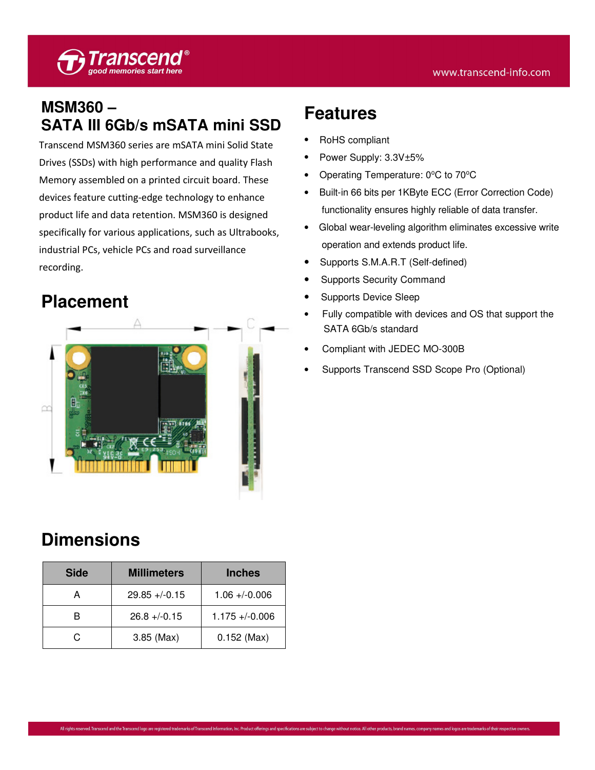# MSM360 – SATA III 6Gb/s mSATA mini SSD

Transcend MSM360 series are mSATA mini Solid State Drives (SSDs) with high performance and quality Flash Memory assembled on a printed circuit board. These devices feature cutting-edge technology to enhance product life and data retention. MSM360 is designed specifically for various applications, such as Ultrabooks, industrial PCs, vehicle PCs and road surveillance recording.

## Placement

## Dimensions

| Side | Millimeters | Inches |
|---|---|---|
| A | 29.85 +/-0.15 | 1.06 +/-0.006 |
| B | 26.8 +/-0.15 | 1.175 +/-0.006 |
| C | 3.85 (Max) | 0.152 (Max) |

## Features

- RoHS compliant
- Power Supply: 3.3V±5%
- Operating Temperature: 0ºC to 70ºC
- Built-in 66 bits per 1KByte ECC (Error Correction Code) functionality ensures highly reliable of data transfer.
- Global wear-leveling algorithm eliminates excessive write operation and extends product life.
- Supports S.M.A.R.T (Self-defined)
- Supports Security Command
- Supports Device Sleep
- Fully compatible with devices and OS that support the SATA 6Gb/s standard
- Compliant with JEDEC MO-300B
- Supports Transcend SSD Scope Pro (Optional)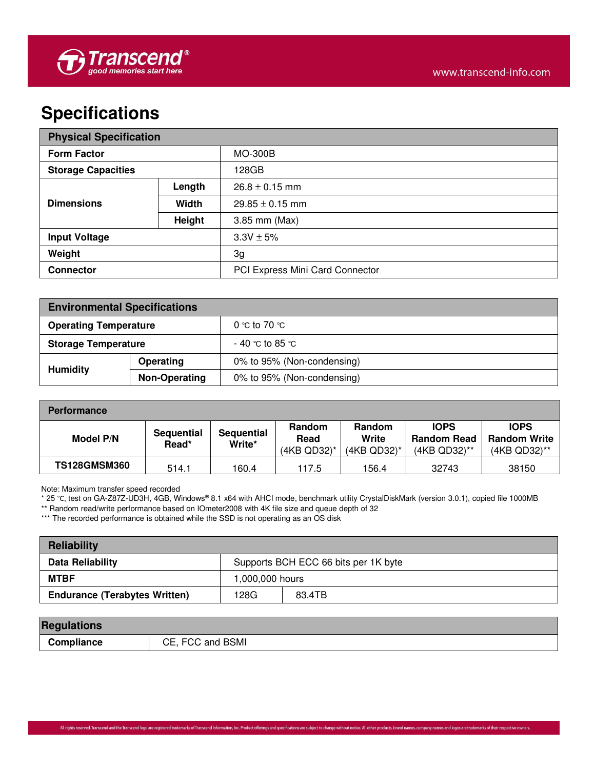# Specifications

| Physical Specification | | |
|---|---|---|
| **Form Factor** | | MO-300B |
| **Storage Capacities** | | 128GB |
| **Dimensions** | **Length** | 26.8 ± 0.15 mm |
| | **Width** | 29.85 ± 0.15 mm |
| | **Height** | 3.85 mm (Max) |
| **Input Voltage** | | 3.3V ± 5% |
| **Weight** | | 3g |
| **Connector** | | PCI Express Mini Card Connector |

| Environmental Specifications | | |
|---|---|---|
| **Operating Temperature** | | 0 ℃ to 70 ℃ |
| **Storage Temperature** | | - 40 ℃ to 85 ℃ |
| **Humidity** | **Operating** | 0% to 95% (Non-condensing) |
| | **Non-Operating** | 0% to 95% (Non-condensing) |

| Performance | | | | | | |
|---|---|---|---|---|---|---|
| **Model P/N** | **Sequential Read*** | **Sequential Write*** | **Random Read** (4KB QD32)* | **Random Write** (4KB QD32)* | **IOPS Random Read** (4KB QD32)** | **IOPS Random Write** (4KB QD32)** |
| **TS128GMSM360** | 514.1 | 160.4 | 117.5 | 156.4 | 32743 | 38150 |

Note: Maximum transfer speed recorded
* 25 ℃, test on GA-Z87Z-UD3H, 4GB, Windows® 8.1 x64 with AHCI mode, benchmark utility CrystalDiskMark (version 3.0.1), copied file 1000MB
** Random read/write performance based on IOmeter2008 with 4K file size and queue depth of 32
*** The recorded performance is obtained while the SSD is not operating as an OS disk

| Reliability | | |
|---|---|---|
| **Data Reliability** | Supports BCH ECC 66 bits per 1K byte | |
| **MTBF** | 1,000,000 hours | |
| **Endurance (Terabytes Written)** | 128G | 83.4TB |

| Regulations | |
|---|---|
| **Compliance** | CE, FCC and BSMI |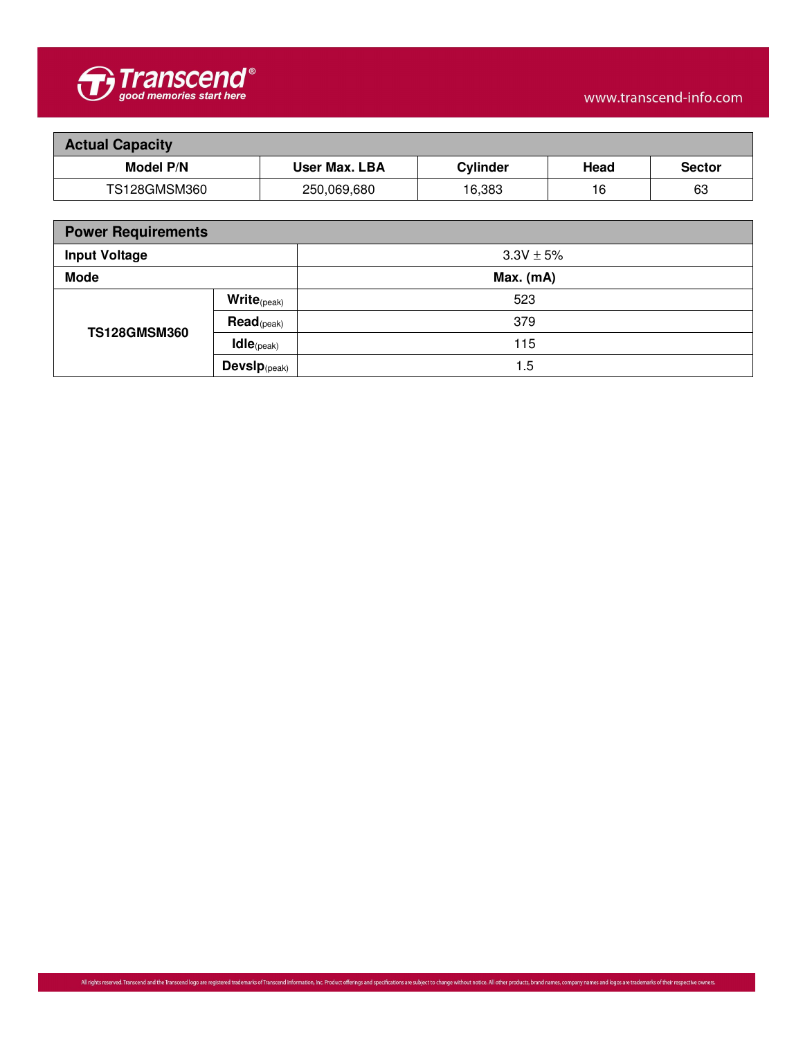| Actual Capacity | | | | |
|---|---|---|---|---|
| **Model P/N** | **User Max. LBA** | **Cylinder** | **Head** | **Sector** |
| TS128GMSM360 | 250,069,680 | 16,383 | 16 | 63 |

| Power Requirements | | |
|---|---|---|
| **Input Voltage** | | 3.3V ± 5% |
| **Mode** | | **Max. (mA)** |
| **TS128GMSM360** | **Write**(peak) | 523 |
| | **Read**(peak) | 379 |
| | **Idle**(peak) | 115 |
| | **Devslp**(peak) | 1.5 |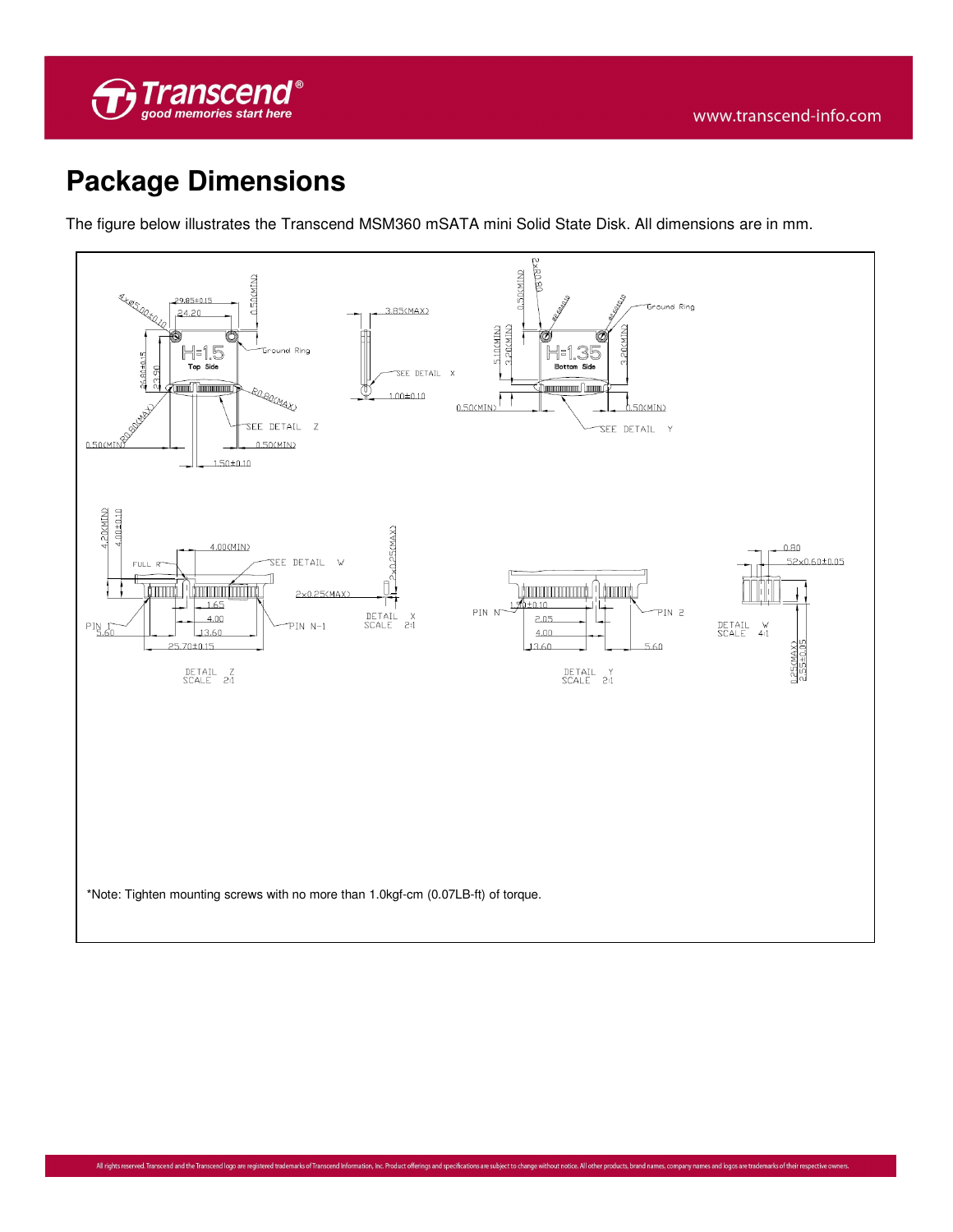# Package Dimensions

The figure below illustrates the Transcend MSM360 mSATA mini Solid State Disk. All dimensions are in mm.

*Note: Tighten mounting screws with no more than 1.0kgf-cm (0.07LB-ft) of torque.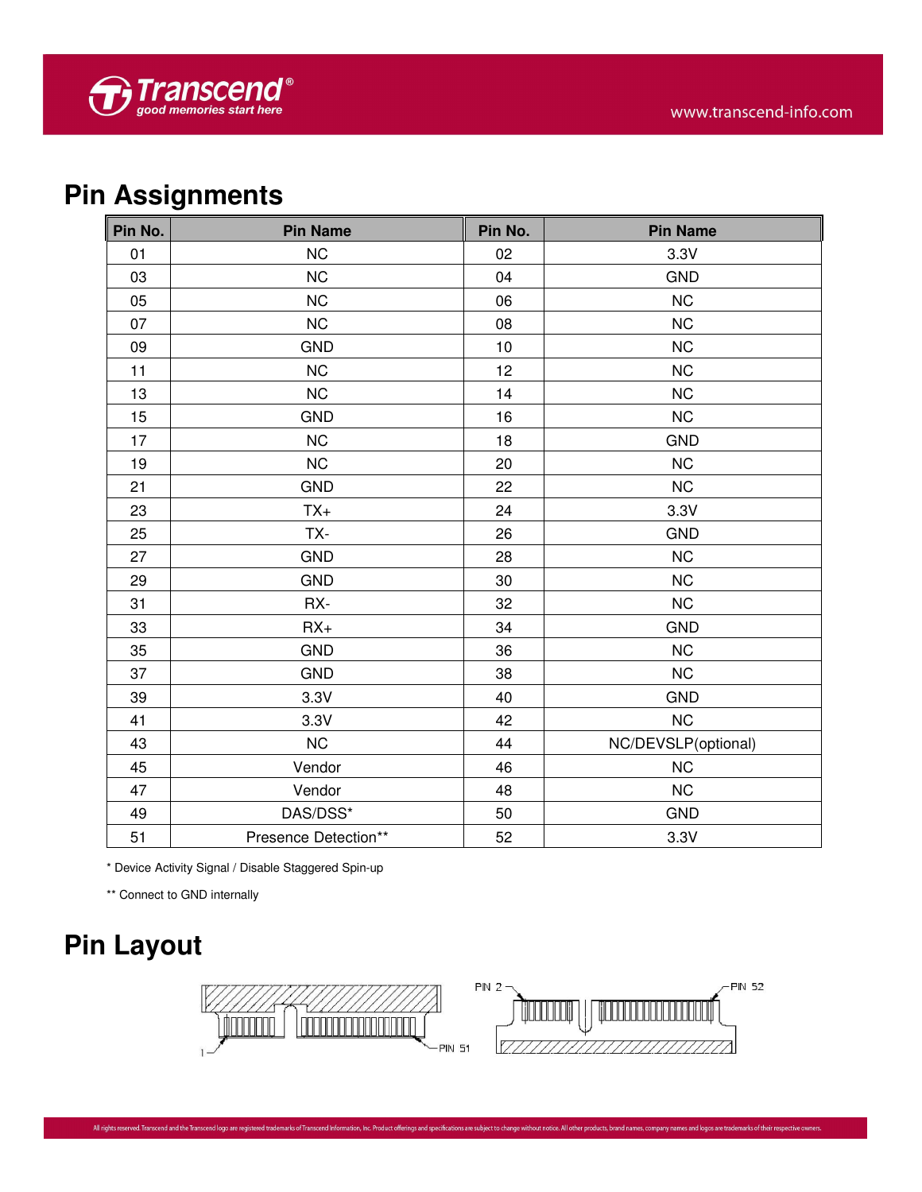## Pin Assignments

| Pin No. | Pin Name | Pin No. | Pin Name |
|---|---|---|---|
| 01 | NC | 02 | 3.3V |
| 03 | NC | 04 | GND |
| 05 | NC | 06 | NC |
| 07 | NC | 08 | NC |
| 09 | GND | 10 | NC |
| 11 | NC | 12 | NC |
| 13 | NC | 14 | NC |
| 15 | GND | 16 | NC |
| 17 | NC | 18 | GND |
| 19 | NC | 20 | NC |
| 21 | GND | 22 | NC |
| 23 | TX+ | 24 | 3.3V |
| 25 | TX- | 26 | GND |
| 27 | GND | 28 | NC |
| 29 | GND | 30 | NC |
| 31 | RX- | 32 | NC |
| 33 | RX+ | 34 | GND |
| 35 | GND | 36 | NC |
| 37 | GND | 38 | NC |
| 39 | 3.3V | 40 | GND |
| 41 | 3.3V | 42 | NC |
| 43 | NC | 44 | NC/DEVSLP(optional) |
| 45 | Vendor | 46 | NC |
| 47 | Vendor | 48 | NC |
| 49 | DAS/DSS* | 50 | GND |
| 51 | Presence Detection** | 52 | 3.3V |

* Device Activity Signal / Disable Staggered Spin-up

** Connect to GND internally

## Pin Layout

1 PIN 51 PIN 2 PIN 52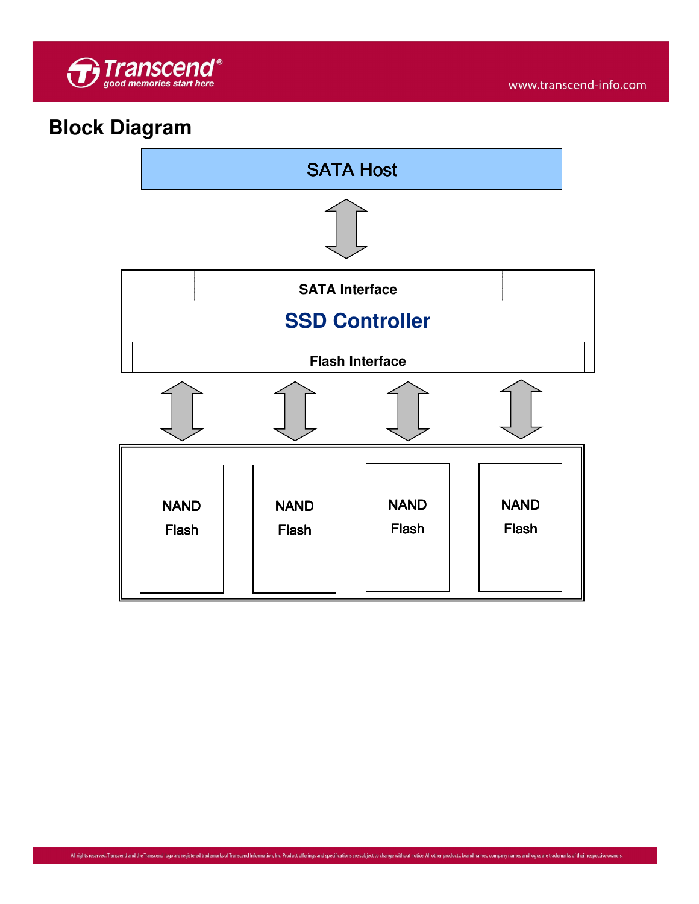## Block Diagram

SATA Host

SATA Interface

SSD Controller

Flash Interface

NAND Flash

NAND Flash

NAND Flash

NAND Flash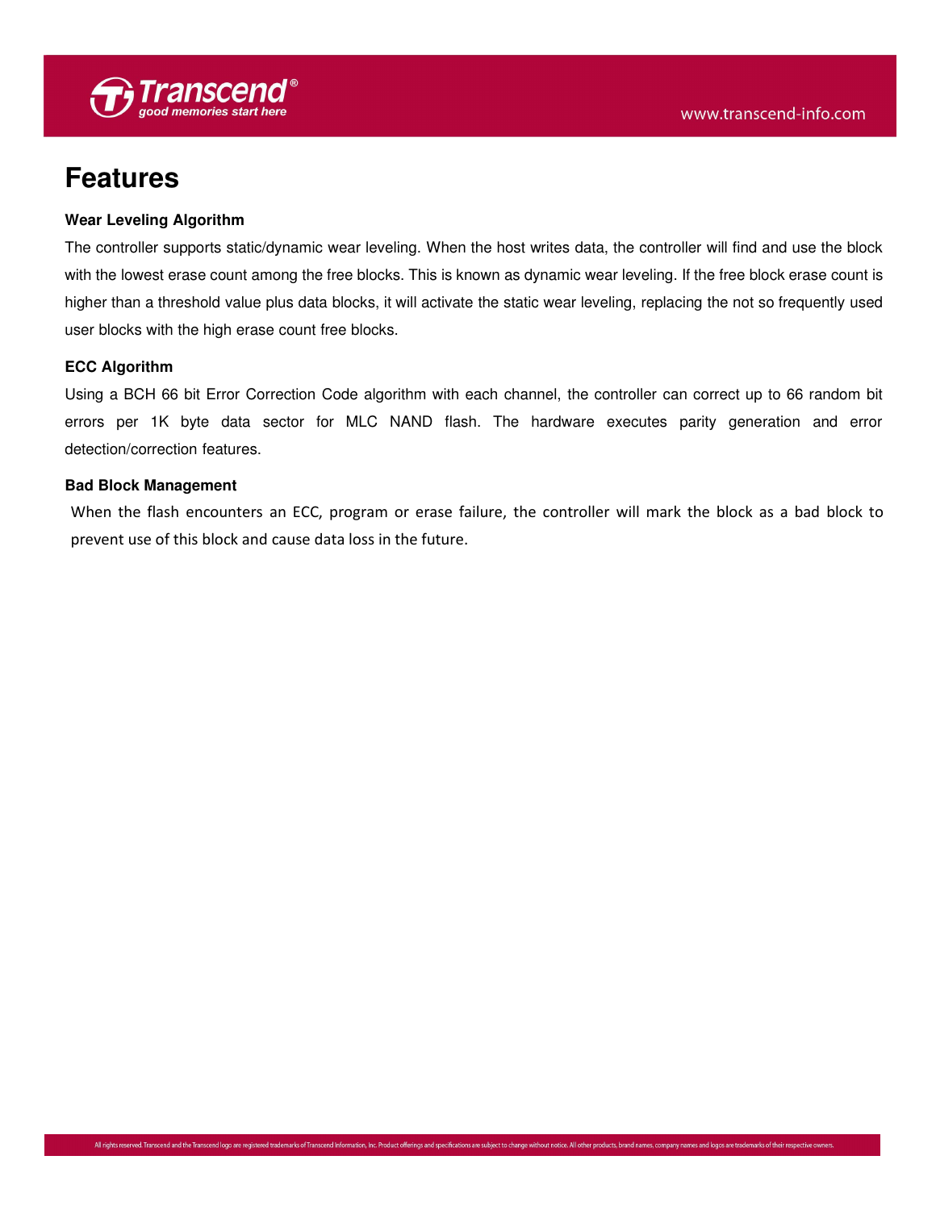# Features

### Wear Leveling Algorithm

The controller supports static/dynamic wear leveling. When the host writes data, the controller will find and use the block with the lowest erase count among the free blocks. This is known as dynamic wear leveling. If the free block erase count is higher than a threshold value plus data blocks, it will activate the static wear leveling, replacing the not so frequently used user blocks with the high erase count free blocks.

### ECC Algorithm

Using a BCH 66 bit Error Correction Code algorithm with each channel, the controller can correct up to 66 random bit errors per 1K byte data sector for MLC NAND flash. The hardware executes parity generation and error detection/correction features.

### Bad Block Management

When the flash encounters an ECC, program or erase failure, the controller will mark the block as a bad block to prevent use of this block and cause data loss in the future.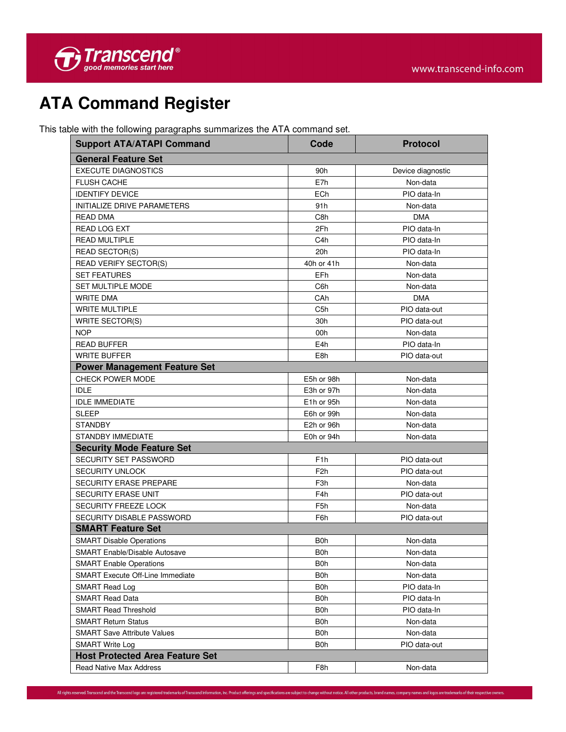# ATA Command Register

This table with the following paragraphs summarizes the ATA command set.

| Support ATA/ATAPI Command | Code | Protocol |
|---|---|---|
| **General Feature Set** | | |
| EXECUTE DIAGNOSTICS | 90h | Device diagnostic |
| FLUSH CACHE | E7h | Non-data |
| IDENTIFY DEVICE | ECh | PIO data-In |
| INITIALIZE DRIVE PARAMETERS | 91h | Non-data |
| READ DMA | C8h | DMA |
| READ LOG EXT | 2Fh | PIO data-In |
| READ MULTIPLE | C4h | PIO data-In |
| READ SECTOR(S) | 20h | PIO data-In |
| READ VERIFY SECTOR(S) | 40h or 41h | Non-data |
| SET FEATURES | EFh | Non-data |
| SET MULTIPLE MODE | C6h | Non-data |
| WRITE DMA | CAh | DMA |
| WRITE MULTIPLE | C5h | PIO data-out |
| WRITE SECTOR(S) | 30h | PIO data-out |
| NOP | 00h | Non-data |
| READ BUFFER | E4h | PIO data-In |
| WRITE BUFFER | E8h | PIO data-out |
| **Power Management Feature Set** | | |
| CHECK POWER MODE | E5h or 98h | Non-data |
| IDLE | E3h or 97h | Non-data |
| IDLE IMMEDIATE | E1h or 95h | Non-data |
| SLEEP | E6h or 99h | Non-data |
| STANDBY | E2h or 96h | Non-data |
| STANDBY IMMEDIATE | E0h or 94h | Non-data |
| **Security Mode Feature Set** | | |
| SECURITY SET PASSWORD | F1h | PIO data-out |
| SECURITY UNLOCK | F2h | PIO data-out |
| SECURITY ERASE PREPARE | F3h | Non-data |
| SECURITY ERASE UNIT | F4h | PIO data-out |
| SECURITY FREEZE LOCK | F5h | Non-data |
| SECURITY DISABLE PASSWORD | F6h | PIO data-out |
| **SMART Feature Set** | | |
| SMART Disable Operations | B0h | Non-data |
| SMART Enable/Disable Autosave | B0h | Non-data |
| SMART Enable Operations | B0h | Non-data |
| SMART Execute Off-Line Immediate | B0h | Non-data |
| SMART Read Log | B0h | PIO data-In |
| SMART Read Data | B0h | PIO data-In |
| SMART Read Threshold | B0h | PIO data-In |
| SMART Return Status | B0h | Non-data |
| SMART Save Attribute Values | B0h | Non-data |
| SMART Write Log | B0h | PIO data-out |
| **Host Protected Area Feature Set** | | |
| Read Native Max Address | F8h | Non-data |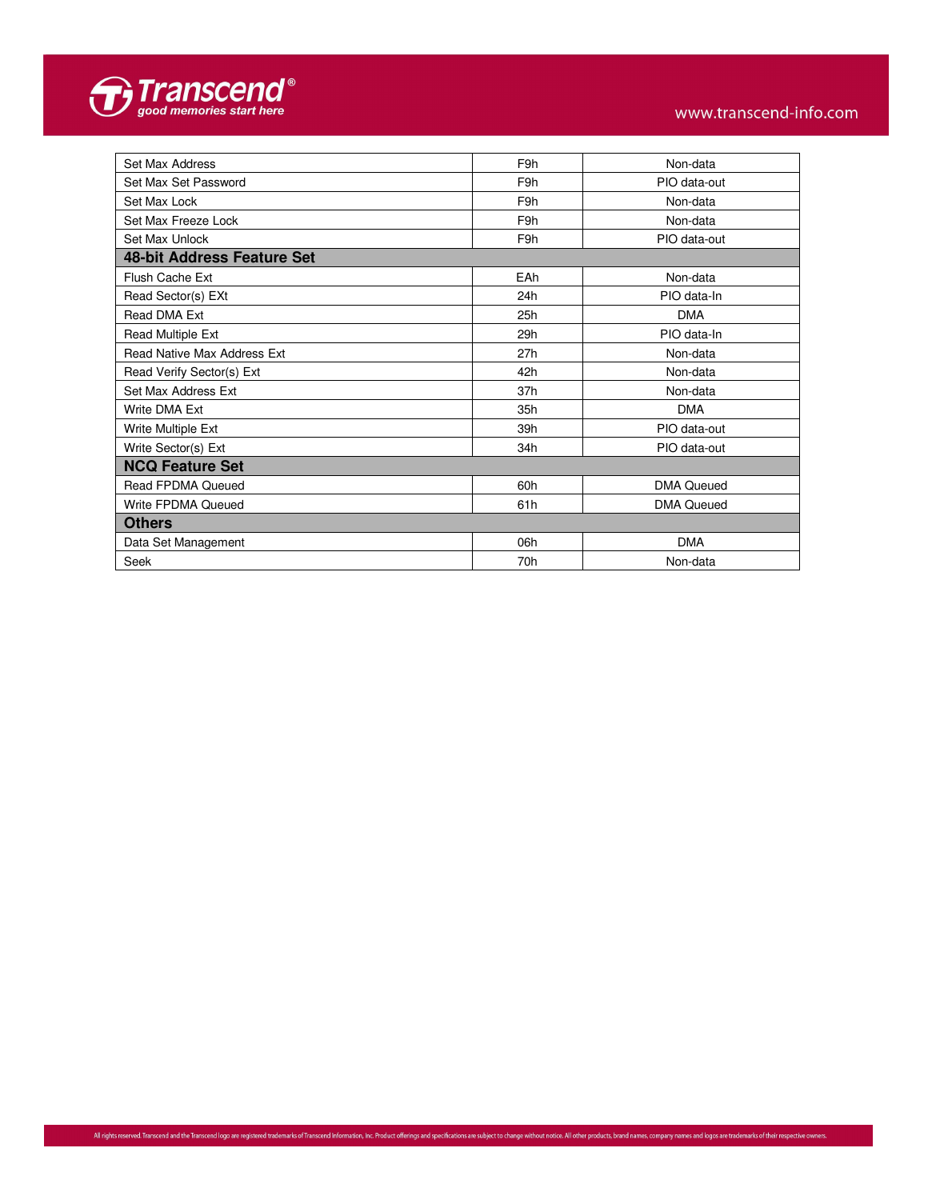| Set Max Address | F9h | Non-data |
|---|---|---|
| Set Max Set Password | F9h | PIO data-out |
| Set Max Lock | F9h | Non-data |
| Set Max Freeze Lock | F9h | Non-data |
| Set Max Unlock | F9h | PIO data-out |
| **48-bit Address Feature Set** | | |
| Flush Cache Ext | EAh | Non-data |
| Read Sector(s) EXt | 24h | PIO data-In |
| Read DMA Ext | 25h | DMA |
| Read Multiple Ext | 29h | PIO data-In |
| Read Native Max Address Ext | 27h | Non-data |
| Read Verify Sector(s) Ext | 42h | Non-data |
| Set Max Address Ext | 37h | Non-data |
| Write DMA Ext | 35h | DMA |
| Write Multiple Ext | 39h | PIO data-out |
| Write Sector(s) Ext | 34h | PIO data-out |
| **NCQ Feature Set** | | |
| Read FPDMA Queued | 60h | DMA Queued |
| Write FPDMA Queued | 61h | DMA Queued |
| **Others** | | |
| Data Set Management | 06h | DMA |
| Seek | 70h | Non-data |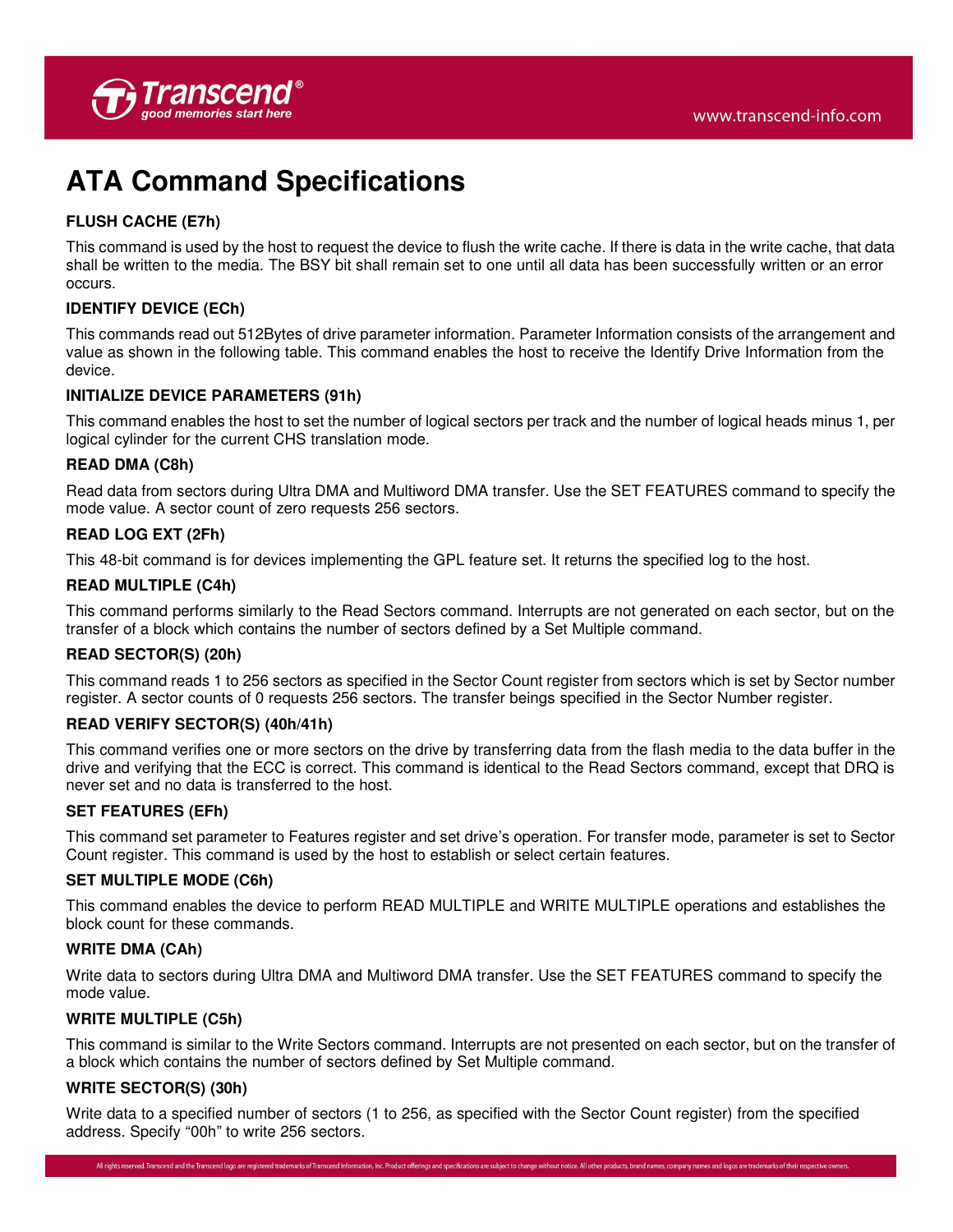# ATA Command Specifications

**FLUSH CACHE (E7h)**

This command is used by the host to request the device to flush the write cache. If there is data in the write cache, that data shall be written to the media. The BSY bit shall remain set to one until all data has been successfully written or an error occurs.

**IDENTIFY DEVICE (ECh)**

This commands read out 512Bytes of drive parameter information. Parameter Information consists of the arrangement and value as shown in the following table. This command enables the host to receive the Identify Drive Information from the device.

**INITIALIZE DEVICE PARAMETERS (91h)**

This command enables the host to set the number of logical sectors per track and the number of logical heads minus 1, per logical cylinder for the current CHS translation mode.

**READ DMA (C8h)**

Read data from sectors during Ultra DMA and Multiword DMA transfer. Use the SET FEATURES command to specify the mode value. A sector count of zero requests 256 sectors.

**READ LOG EXT (2Fh)**

This 48-bit command is for devices implementing the GPL feature set. It returns the specified log to the host.

**READ MULTIPLE (C4h)**

This command performs similarly to the Read Sectors command. Interrupts are not generated on each sector, but on the transfer of a block which contains the number of sectors defined by a Set Multiple command.

**READ SECTOR(S) (20h)**

This command reads 1 to 256 sectors as specified in the Sector Count register from sectors which is set by Sector number register. A sector counts of 0 requests 256 sectors. The transfer beings specified in the Sector Number register.

**READ VERIFY SECTOR(S) (40h/41h)**

This command verifies one or more sectors on the drive by transferring data from the flash media to the data buffer in the drive and verifying that the ECC is correct. This command is identical to the Read Sectors command, except that DRQ is never set and no data is transferred to the host.

**SET FEATURES (EFh)**

This command set parameter to Features register and set drive's operation. For transfer mode, parameter is set to Sector Count register. This command is used by the host to establish or select certain features.

**SET MULTIPLE MODE (C6h)**

This command enables the device to perform READ MULTIPLE and WRITE MULTIPLE operations and establishes the block count for these commands.

**WRITE DMA (CAh)**

Write data to sectors during Ultra DMA and Multiword DMA transfer. Use the SET FEATURES command to specify the mode value.

**WRITE MULTIPLE (C5h)**

This command is similar to the Write Sectors command. Interrupts are not presented on each sector, but on the transfer of a block which contains the number of sectors defined by Set Multiple command.

**WRITE SECTOR(S) (30h)**

Write data to a specified number of sectors (1 to 256, as specified with the Sector Count register) from the specified address. Specify "00h" to write 256 sectors.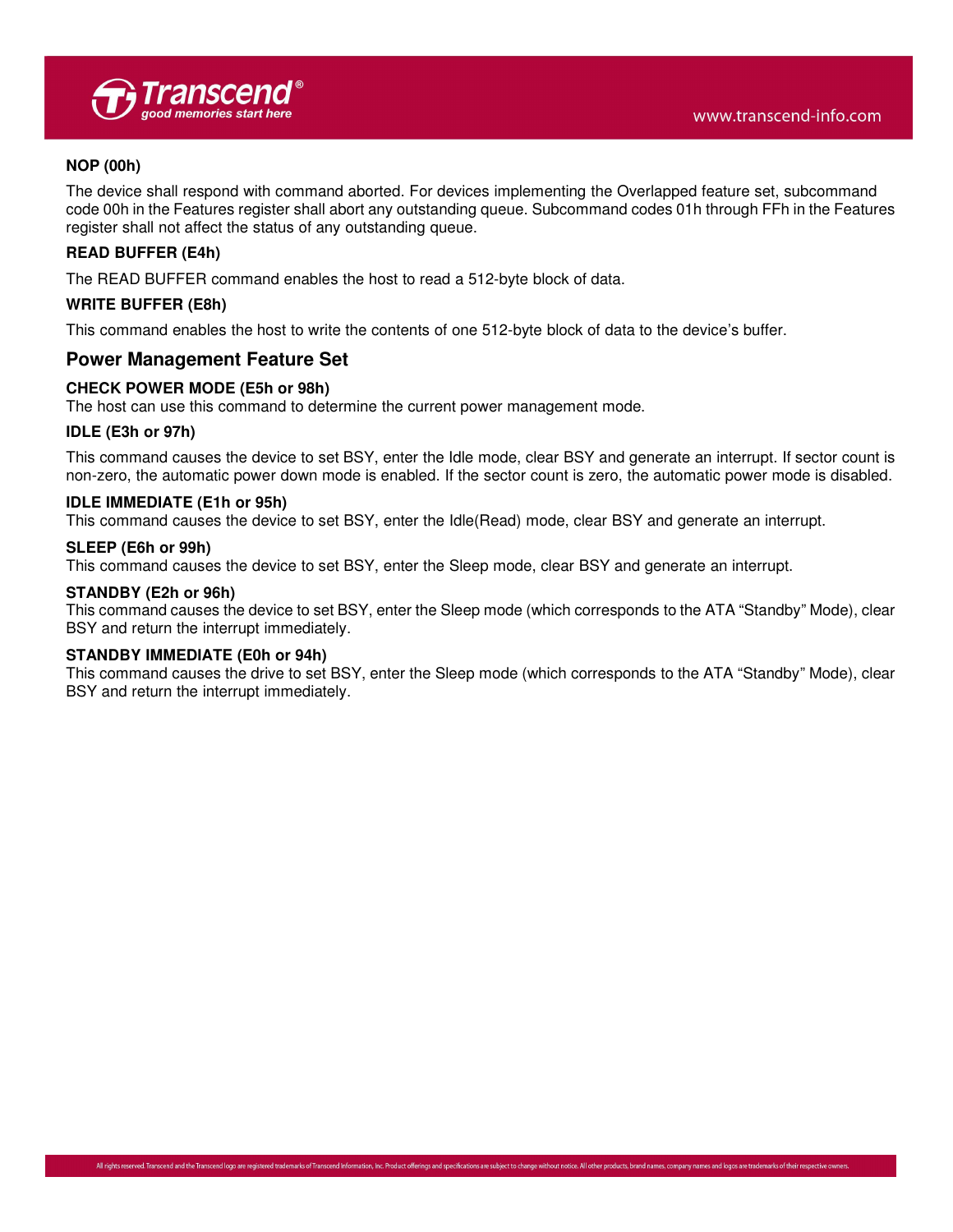### NOP (00h)

The device shall respond with command aborted. For devices implementing the Overlapped feature set, subcommand code 00h in the Features register shall abort any outstanding queue. Subcommand codes 01h through FFh in the Features register shall not affect the status of any outstanding queue.

### READ BUFFER (E4h)

The READ BUFFER command enables the host to read a 512-byte block of data.

### WRITE BUFFER (E8h)

This command enables the host to write the contents of one 512-byte block of data to the device's buffer.

## Power Management Feature Set

### CHECK POWER MODE (E5h or 98h)

The host can use this command to determine the current power management mode.

### IDLE (E3h or 97h)

This command causes the device to set BSY, enter the Idle mode, clear BSY and generate an interrupt. If sector count is non-zero, the automatic power down mode is enabled. If the sector count is zero, the automatic power mode is disabled.

### IDLE IMMEDIATE (E1h or 95h)

This command causes the device to set BSY, enter the Idle(Read) mode, clear BSY and generate an interrupt.

### SLEEP (E6h or 99h)

This command causes the device to set BSY, enter the Sleep mode, clear BSY and generate an interrupt.

### STANDBY (E2h or 96h)

This command causes the device to set BSY, enter the Sleep mode (which corresponds to the ATA "Standby" Mode), clear BSY and return the interrupt immediately.

### STANDBY IMMEDIATE (E0h or 94h)

This command causes the drive to set BSY, enter the Sleep mode (which corresponds to the ATA "Standby" Mode), clear BSY and return the interrupt immediately.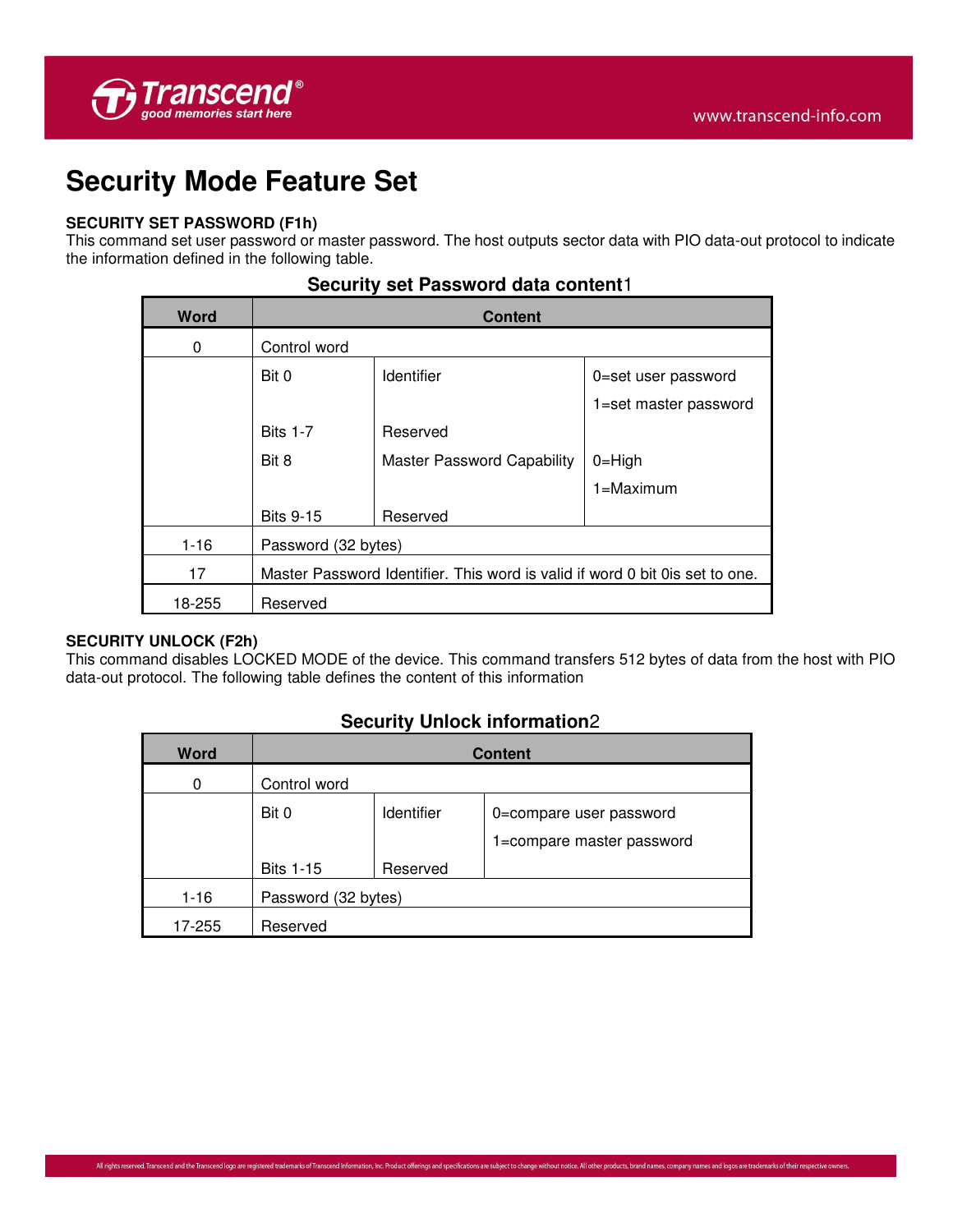# Security Mode Feature Set

**SECURITY SET PASSWORD (F1h)**

This command set user password or master password. The host outputs sector data with PIO data-out protocol to indicate the information defined in the following table.

**Security set Password data content**1

| Word | Content | | |
|---|---|---|---|
| 0 | Control word | | |
| | Bit 0 | Identifier | 0=set user password<br>1=set master password |
| | Bits 1-7 | Reserved | |
| | Bit 8 | Master Password Capability | 0=High<br>1=Maximum |
| | Bits 9-15 | Reserved | |
| 1-16 | Password (32 bytes) | | |
| 17 | Master Password Identifier. This word is valid if word 0 bit 0is set to one. | | |
| 18-255 | Reserved | | |

**SECURITY UNLOCK (F2h)**

This command disables LOCKED MODE of the device. This command transfers 512 bytes of data from the host with PIO data-out protocol. The following table defines the content of this information

**Security Unlock information**2

| Word | Content | | |
|---|---|---|---|
| 0 | Control word | | |
| | Bit 0 | Identifier | 0=compare user password<br>1=compare master password |
| | Bits 1-15 | Reserved | |
| 1-16 | Password (32 bytes) | | |
| 17-255 | Reserved | | |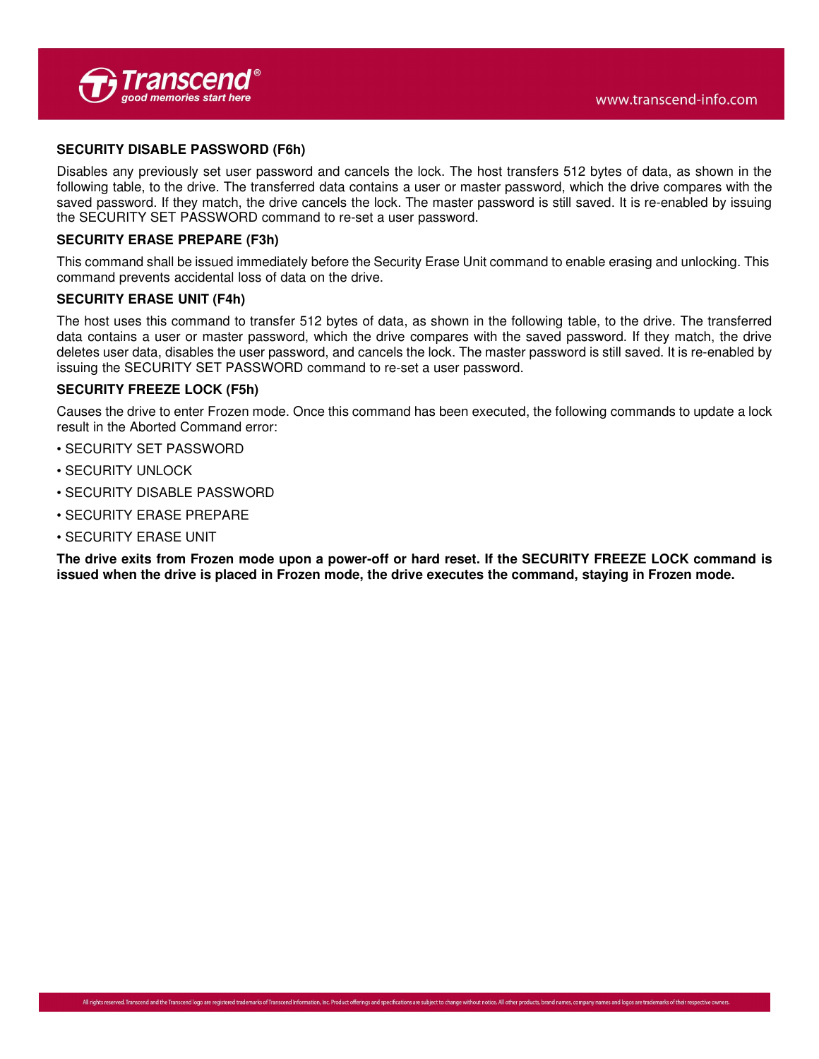**SECURITY DISABLE PASSWORD (F6h)**

Disables any previously set user password and cancels the lock. The host transfers 512 bytes of data, as shown in the following table, to the drive. The transferred data contains a user or master password, which the drive compares with the saved password. If they match, the drive cancels the lock. The master password is still saved. It is re-enabled by issuing the SECURITY SET PASSWORD command to re-set a user password.

**SECURITY ERASE PREPARE (F3h)**

This command shall be issued immediately before the Security Erase Unit command to enable erasing and unlocking. This command prevents accidental loss of data on the drive.

**SECURITY ERASE UNIT (F4h)**

The host uses this command to transfer 512 bytes of data, as shown in the following table, to the drive. The transferred data contains a user or master password, which the drive compares with the saved password. If they match, the drive deletes user data, disables the user password, and cancels the lock. The master password is still saved. It is re-enabled by issuing the SECURITY SET PASSWORD command to re-set a user password.

**SECURITY FREEZE LOCK (F5h)**

Causes the drive to enter Frozen mode. Once this command has been executed, the following commands to update a lock result in the Aborted Command error:

- SECURITY SET PASSWORD
- SECURITY UNLOCK
- SECURITY DISABLE PASSWORD
- SECURITY ERASE PREPARE
- SECURITY ERASE UNIT

**The drive exits from Frozen mode upon a power-off or hard reset. If the SECURITY FREEZE LOCK command is issued when the drive is placed in Frozen mode, the drive executes the command, staying in Frozen mode.**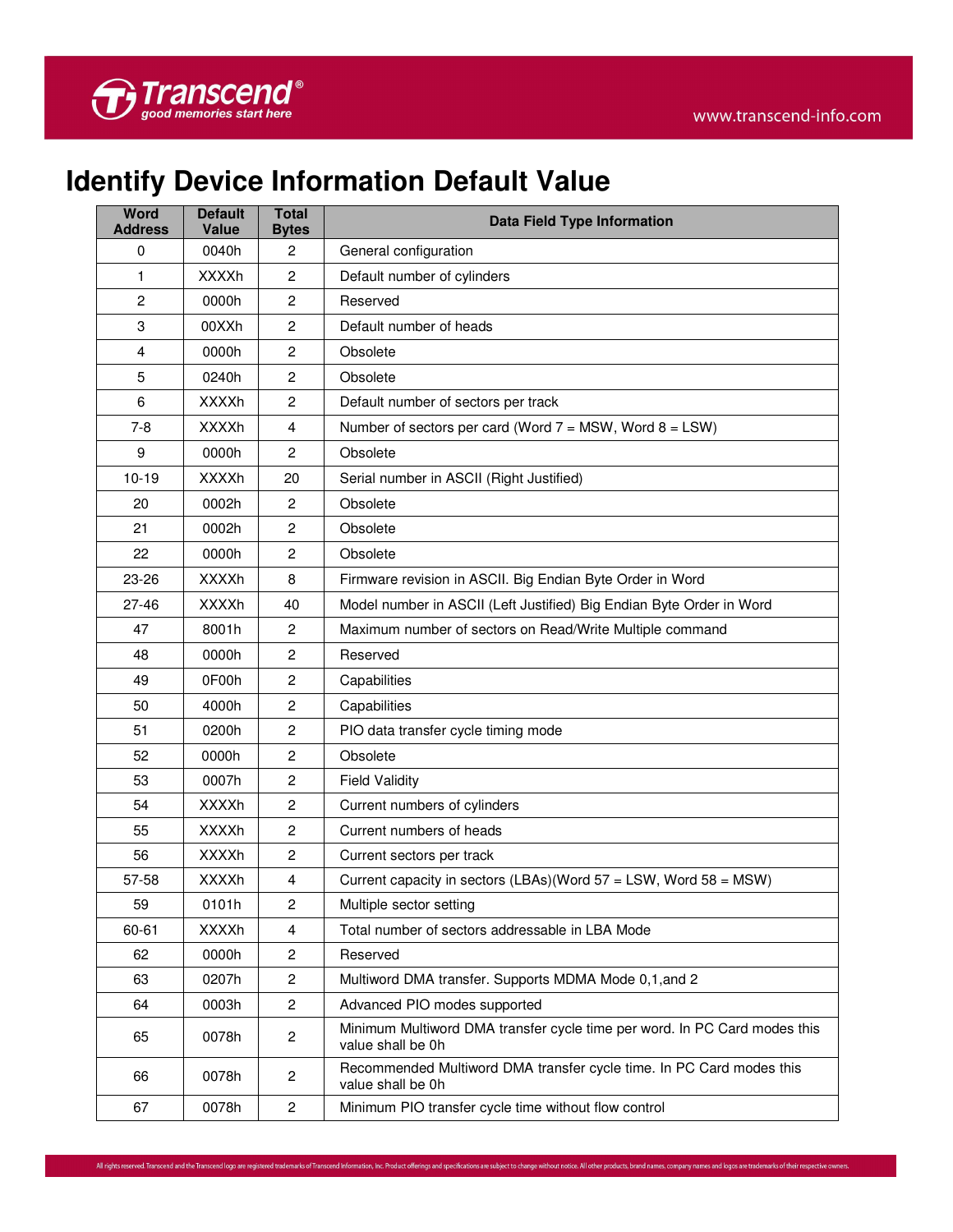# Identify Device Information Default Value

| Word Address | Default Value | Total Bytes | Data Field Type Information |
|---|---|---|---|
| 0 | 0040h | 2 | General configuration |
| 1 | XXXXh | 2 | Default number of cylinders |
| 2 | 0000h | 2 | Reserved |
| 3 | 00XXh | 2 | Default number of heads |
| 4 | 0000h | 2 | Obsolete |
| 5 | 0240h | 2 | Obsolete |
| 6 | XXXXh | 2 | Default number of sectors per track |
| 7-8 | XXXXh | 4 | Number of sectors per card (Word 7 = MSW, Word 8 = LSW) |
| 9 | 0000h | 2 | Obsolete |
| 10-19 | XXXXh | 20 | Serial number in ASCII (Right Justified) |
| 20 | 0002h | 2 | Obsolete |
| 21 | 0002h | 2 | Obsolete |
| 22 | 0000h | 2 | Obsolete |
| 23-26 | XXXXh | 8 | Firmware revision in ASCII. Big Endian Byte Order in Word |
| 27-46 | XXXXh | 40 | Model number in ASCII (Left Justified) Big Endian Byte Order in Word |
| 47 | 8001h | 2 | Maximum number of sectors on Read/Write Multiple command |
| 48 | 0000h | 2 | Reserved |
| 49 | 0F00h | 2 | Capabilities |
| 50 | 4000h | 2 | Capabilities |
| 51 | 0200h | 2 | PIO data transfer cycle timing mode |
| 52 | 0000h | 2 | Obsolete |
| 53 | 0007h | 2 | Field Validity |
| 54 | XXXXh | 2 | Current numbers of cylinders |
| 55 | XXXXh | 2 | Current numbers of heads |
| 56 | XXXXh | 2 | Current sectors per track |
| 57-58 | XXXXh | 4 | Current capacity in sectors (LBAs)(Word 57 = LSW, Word 58 = MSW) |
| 59 | 0101h | 2 | Multiple sector setting |
| 60-61 | XXXXh | 4 | Total number of sectors addressable in LBA Mode |
| 62 | 0000h | 2 | Reserved |
| 63 | 0207h | 2 | Multiword DMA transfer. Supports MDMA Mode 0,1,and 2 |
| 64 | 0003h | 2 | Advanced PIO modes supported |
| 65 | 0078h | 2 | Minimum Multiword DMA transfer cycle time per word. In PC Card modes this value shall be 0h |
| 66 | 0078h | 2 | Recommended Multiword DMA transfer cycle time. In PC Card modes this value shall be 0h |
| 67 | 0078h | 2 | Minimum PIO transfer cycle time without flow control |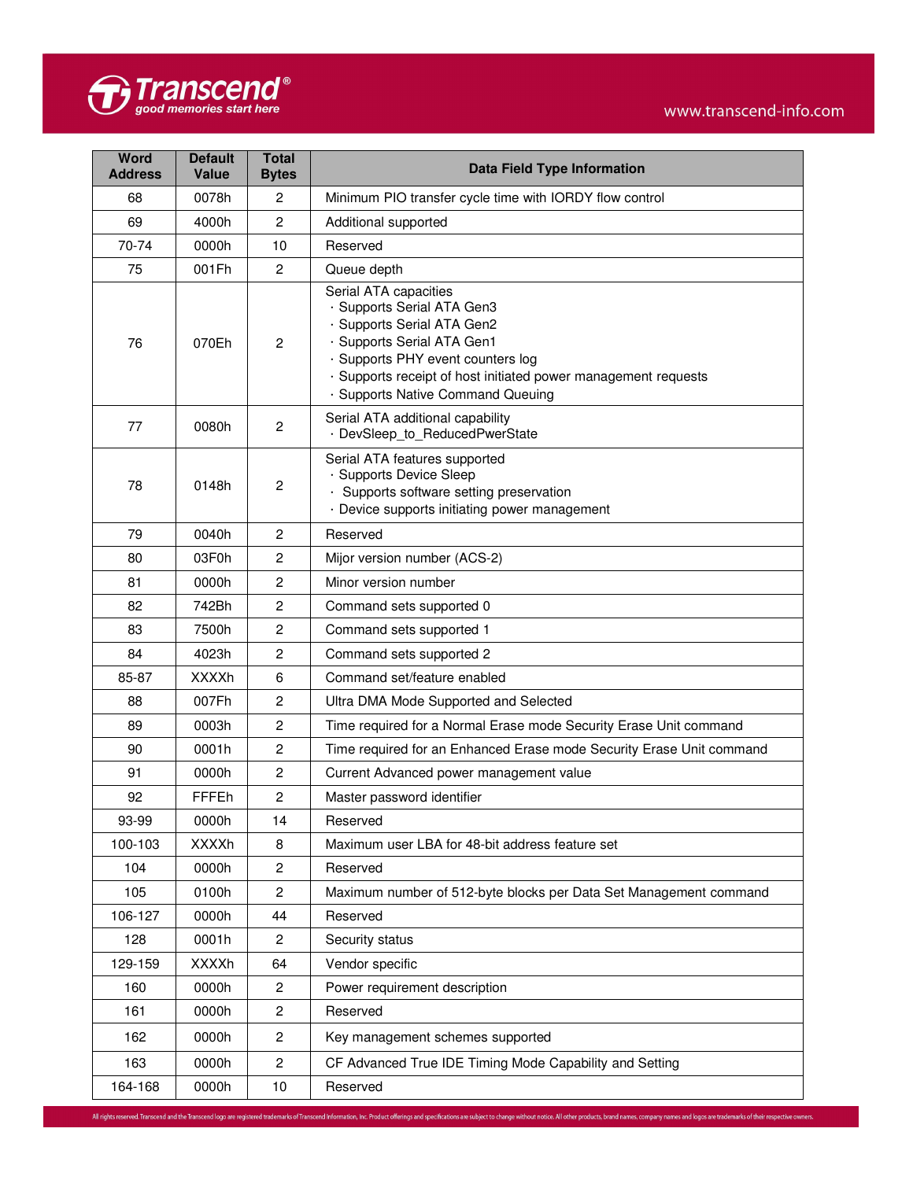| Word Address | Default Value | Total Bytes | Data Field Type Information |
|---|---|---|---|
| 68 | 0078h | 2 | Minimum PIO transfer cycle time with IORDY flow control |
| 69 | 4000h | 2 | Additional supported |
| 70-74 | 0000h | 10 | Reserved |
| 75 | 001Fh | 2 | Queue depth |
| 76 | 070Eh | 2 | Serial ATA capacities<br>· Supports Serial ATA Gen3<br>· Supports Serial ATA Gen2<br>· Supports Serial ATA Gen1<br>· Supports PHY event counters log<br>· Supports receipt of host initiated power management requests<br>· Supports Native Command Queuing |
| 77 | 0080h | 2 | Serial ATA additional capability<br>· DevSleep_to_ReducedPwerState |
| 78 | 0148h | 2 | Serial ATA features supported<br>· Supports Device Sleep<br>· Supports software setting preservation<br>· Device supports initiating power management |
| 79 | 0040h | 2 | Reserved |
| 80 | 03F0h | 2 | Mijor version number (ACS-2) |
| 81 | 0000h | 2 | Minor version number |
| 82 | 742Bh | 2 | Command sets supported 0 |
| 83 | 7500h | 2 | Command sets supported 1 |
| 84 | 4023h | 2 | Command sets supported 2 |
| 85-87 | XXXXh | 6 | Command set/feature enabled |
| 88 | 007Fh | 2 | Ultra DMA Mode Supported and Selected |
| 89 | 0003h | 2 | Time required for a Normal Erase mode Security Erase Unit command |
| 90 | 0001h | 2 | Time required for an Enhanced Erase mode Security Erase Unit command |
| 91 | 0000h | 2 | Current Advanced power management value |
| 92 | FFFEh | 2 | Master password identifier |
| 93-99 | 0000h | 14 | Reserved |
| 100-103 | XXXXh | 8 | Maximum user LBA for 48-bit address feature set |
| 104 | 0000h | 2 | Reserved |
| 105 | 0100h | 2 | Maximum number of 512-byte blocks per Data Set Management command |
| 106-127 | 0000h | 44 | Reserved |
| 128 | 0001h | 2 | Security status |
| 129-159 | XXXXh | 64 | Vendor specific |
| 160 | 0000h | 2 | Power requirement description |
| 161 | 0000h | 2 | Reserved |
| 162 | 0000h | 2 | Key management schemes supported |
| 163 | 0000h | 2 | CF Advanced True IDE Timing Mode Capability and Setting |
| 164-168 | 0000h | 10 | Reserved |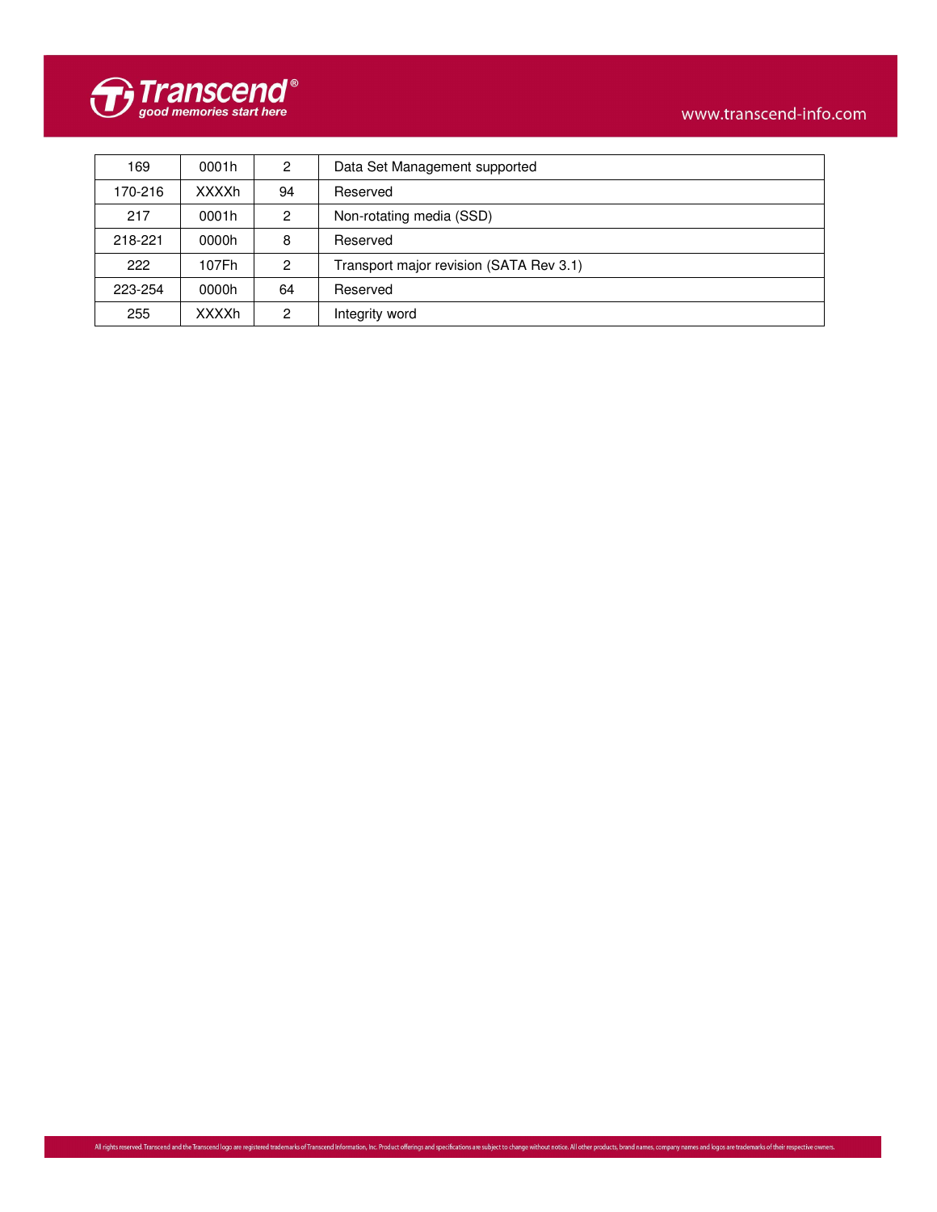| 169 | 0001h | 2 | Data Set Management supported |
|---|---|---|---|
| 170-216 | XXXXh | 94 | Reserved |
| 217 | 0001h | 2 | Non-rotating media (SSD) |
| 218-221 | 0000h | 8 | Reserved |
| 222 | 107Fh | 2 | Transport major revision (SATA Rev 3.1) |
| 223-254 | 0000h | 64 | Reserved |
| 255 | XXXXh | 2 | Integrity word |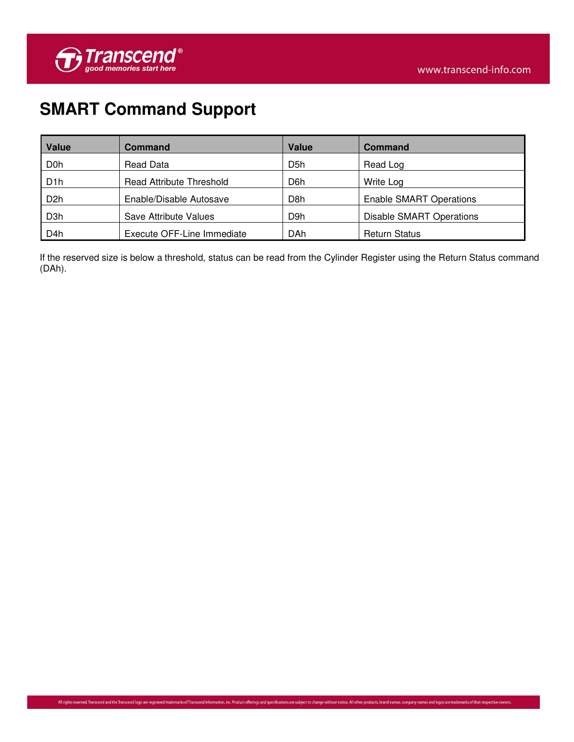# SMART Command Support

| Value | Command | Value | Command |
|---|---|---|---|
| D0h | Read Data | D5h | Read Log |
| D1h | Read Attribute Threshold | D6h | Write Log |
| D2h | Enable/Disable Autosave | D8h | Enable SMART Operations |
| D3h | Save Attribute Values | D9h | Disable SMART Operations |
| D4h | Execute OFF-Line Immediate | DAh | Return Status |

If the reserved size is below a threshold, status can be read from the Cylinder Register using the Return Status command (DAh).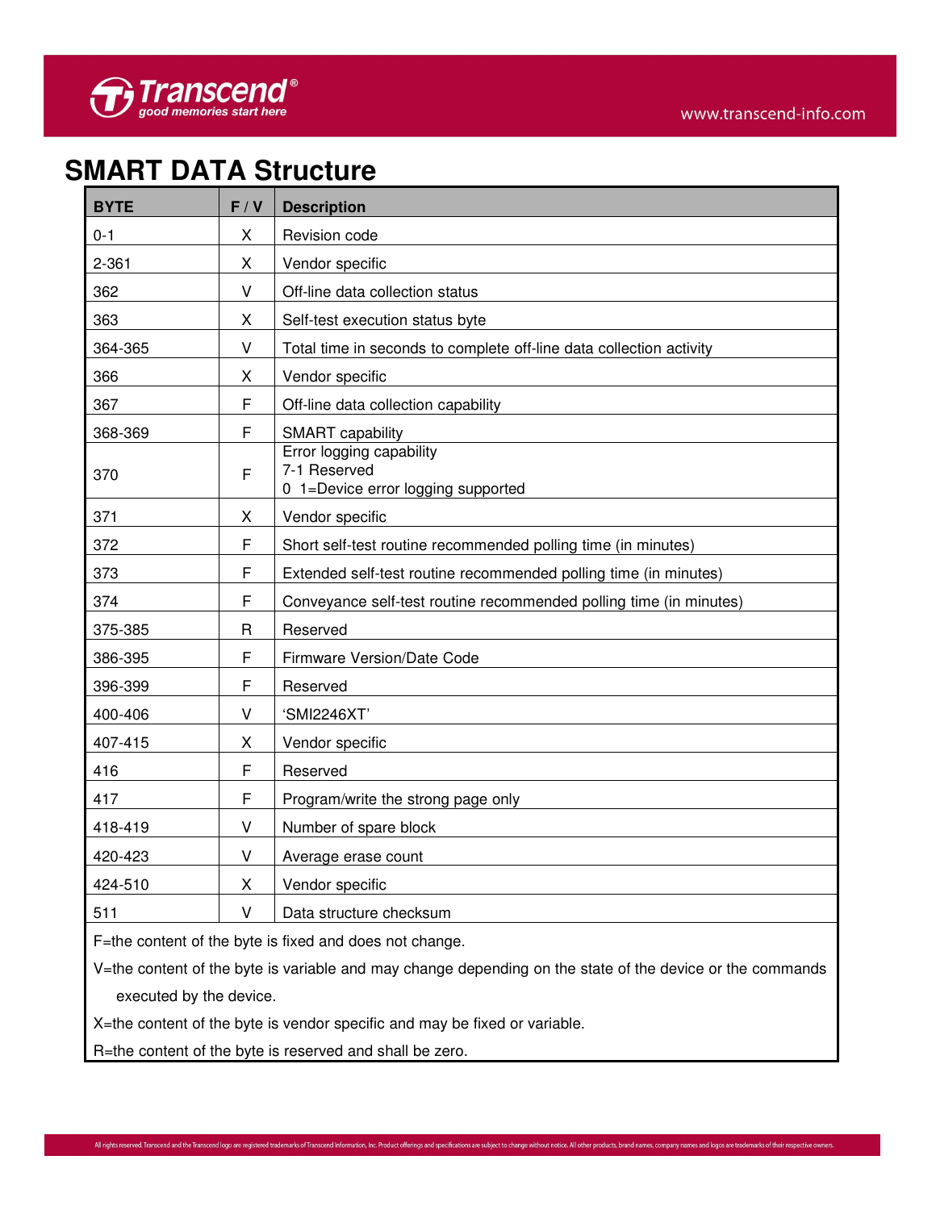# SMART DATA Structure

| BYTE | F / V | Description |
|---|---|---|
| 0-1 | X | Revision code |
| 2-361 | X | Vendor specific |
| 362 | V | Off-line data collection status |
| 363 | X | Self-test execution status byte |
| 364-365 | V | Total time in seconds to complete off-line data collection activity |
| 366 | X | Vendor specific |
| 367 | F | Off-line data collection capability |
| 368-369 | F | SMART capability |
| 370 | F | Error logging capability<br>7-1 Reserved<br>0 1=Device error logging supported |
| 371 | X | Vendor specific |
| 372 | F | Short self-test routine recommended polling time (in minutes) |
| 373 | F | Extended self-test routine recommended polling time (in minutes) |
| 374 | F | Conveyance self-test routine recommended polling time (in minutes) |
| 375-385 | R | Reserved |
| 386-395 | F | Firmware Version/Date Code |
| 396-399 | F | Reserved |
| 400-406 | V | 'SMI2246XT' |
| 407-415 | X | Vendor specific |
| 416 | F | Reserved |
| 417 | F | Program/write the strong page only |
| 418-419 | V | Number of spare block |
| 420-423 | V | Average erase count |
| 424-510 | X | Vendor specific |
| 511 | V | Data structure checksum |

F=the content of the byte is fixed and does not change.

V=the content of the byte is variable and may change depending on the state of the device or the commands executed by the device.

X=the content of the byte is vendor specific and may be fixed or variable.

R=the content of the byte is reserved and shall be zero.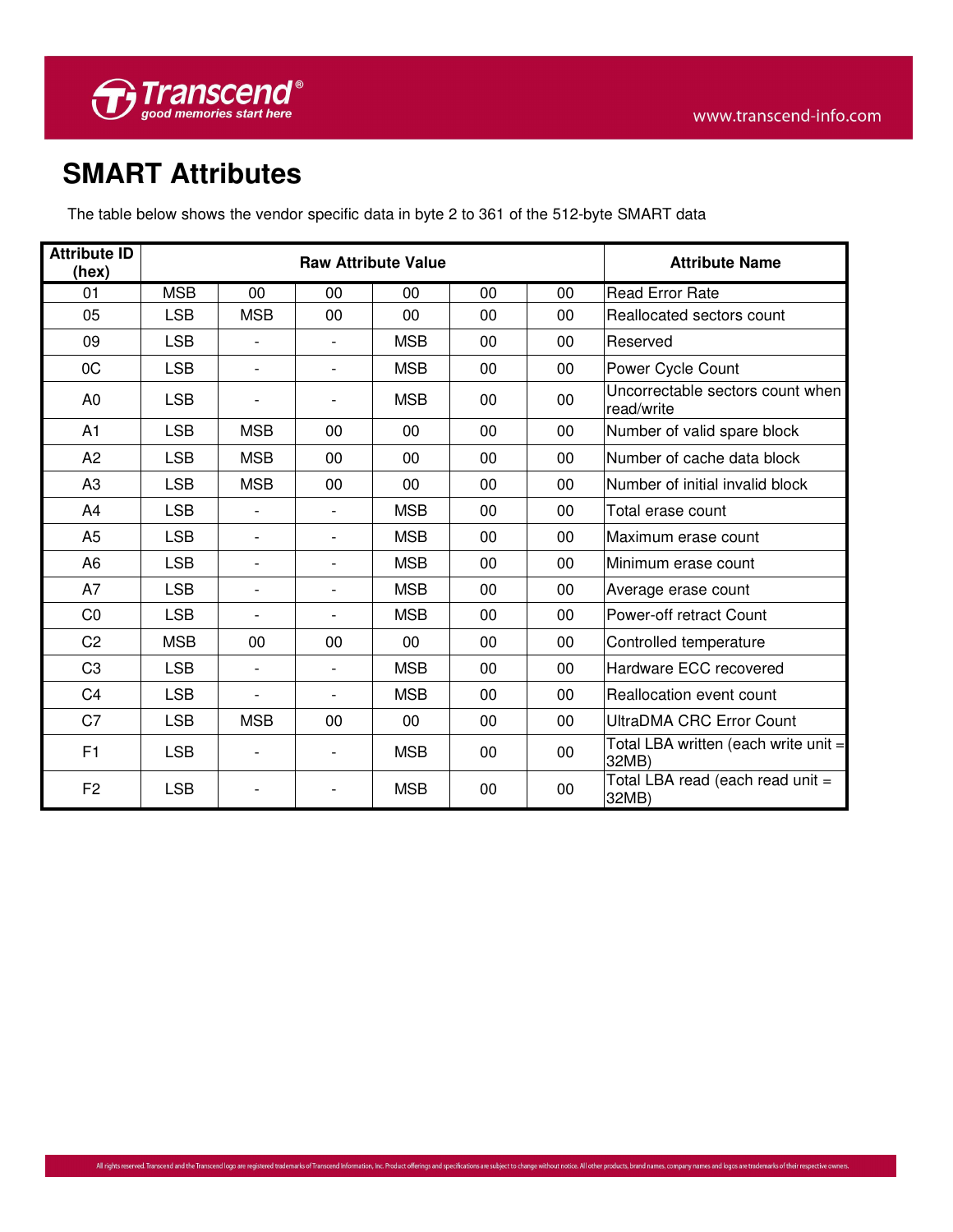# SMART Attributes

The table below shows the vendor specific data in byte 2 to 361 of the 512-byte SMART data

| Attribute ID (hex) | Raw Attribute Value | | | | | | Attribute Name |
|---|---|---|---|---|---|---|---|
| 01 | MSB | 00 | 00 | 00 | 00 | 00 | Read Error Rate |
| 05 | LSB | MSB | 00 | 00 | 00 | 00 | Reallocated sectors count |
| 09 | LSB | - | - | MSB | 00 | 00 | Reserved |
| 0C | LSB | - | - | MSB | 00 | 00 | Power Cycle Count |
| A0 | LSB | - | - | MSB | 00 | 00 | Uncorrectable sectors count when read/write |
| A1 | LSB | MSB | 00 | 00 | 00 | 00 | Number of valid spare block |
| A2 | LSB | MSB | 00 | 00 | 00 | 00 | Number of cache data block |
| A3 | LSB | MSB | 00 | 00 | 00 | 00 | Number of initial invalid block |
| A4 | LSB | - | - | MSB | 00 | 00 | Total erase count |
| A5 | LSB | - | - | MSB | 00 | 00 | Maximum erase count |
| A6 | LSB | - | - | MSB | 00 | 00 | Minimum erase count |
| A7 | LSB | - | - | MSB | 00 | 00 | Average erase count |
| C0 | LSB | - | - | MSB | 00 | 00 | Power-off retract Count |
| C2 | MSB | 00 | 00 | 00 | 00 | 00 | Controlled temperature |
| C3 | LSB | - | - | MSB | 00 | 00 | Hardware ECC recovered |
| C4 | LSB | - | - | MSB | 00 | 00 | Reallocation event count |
| C7 | LSB | MSB | 00 | 00 | 00 | 00 | UltraDMA CRC Error Count |
| F1 | LSB | - | - | MSB | 00 | 00 | Total LBA written (each write unit = 32MB) |
| F2 | LSB | - | - | MSB | 00 | 00 | Total LBA read (each read unit = 32MB) |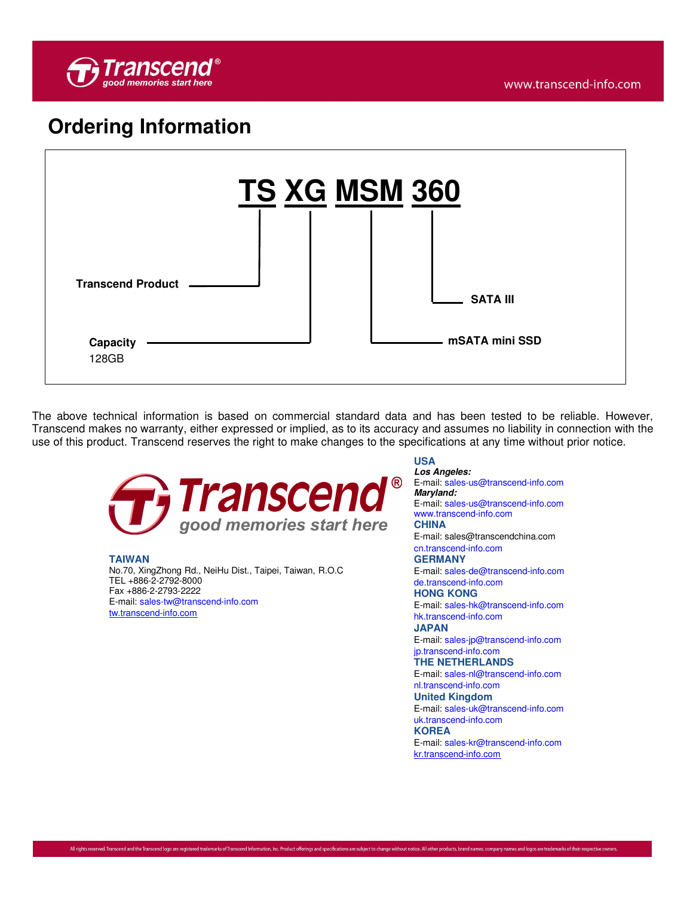## Ordering Information

**TS XG MSM 360**

- **TS** — **Transcend Product**
- **XG** — **Capacity**: 128GB
- **MSM** — **mSATA mini SSD**
- **360** — **SATA III**

The above technical information is based on commercial standard data and has been tested to be reliable. However, Transcend makes no warranty, either expressed or implied, as to its accuracy and assumes no liability in connection with the use of this product. Transcend reserves the right to make changes to the specifications at any time without prior notice.

**Transcend®**
good memories start here

**TAIWAN**
No.70, XingZhong Rd., NeiHu Dist., Taipei, Taiwan, R.O.C
TEL +886-2-2792-8000
Fax +886-2-2793-2222
E-mail: sales-tw@transcend-info.com
tw.transcend-info.com

**USA**
***Los Angeles:***
E-mail: sales-us@transcend-info.com
***Maryland:***
E-mail: sales-us@transcend-info.com
www.transcend-info.com

**CHINA**
E-mail: sales@transcendchina.com
cn.transcend-info.com

**GERMANY**
E-mail: sales-de@transcend-info.com
de.transcend-info.com

**HONG KONG**
E-mail: sales-hk@transcend-info.com
hk.transcend-info.com

**JAPAN**
E-mail: sales-jp@transcend-info.com
jp.transcend-info.com

**THE NETHERLANDS**
E-mail: sales-nl@transcend-info.com
nl.transcend-info.com

**United Kingdom**
E-mail: sales-uk@transcend-info.com
uk.transcend-info.com

**KOREA**
E-mail: sales-kr@transcend-info.com
kr.transcend-info.com

All rights reserved. Transcend and the Transcend logo are registered trademarks of Transcend Information, Inc. Product offerings and specifications are subject to change without notice. All other products, brand names, company names and logos are trademarks of their respective owners.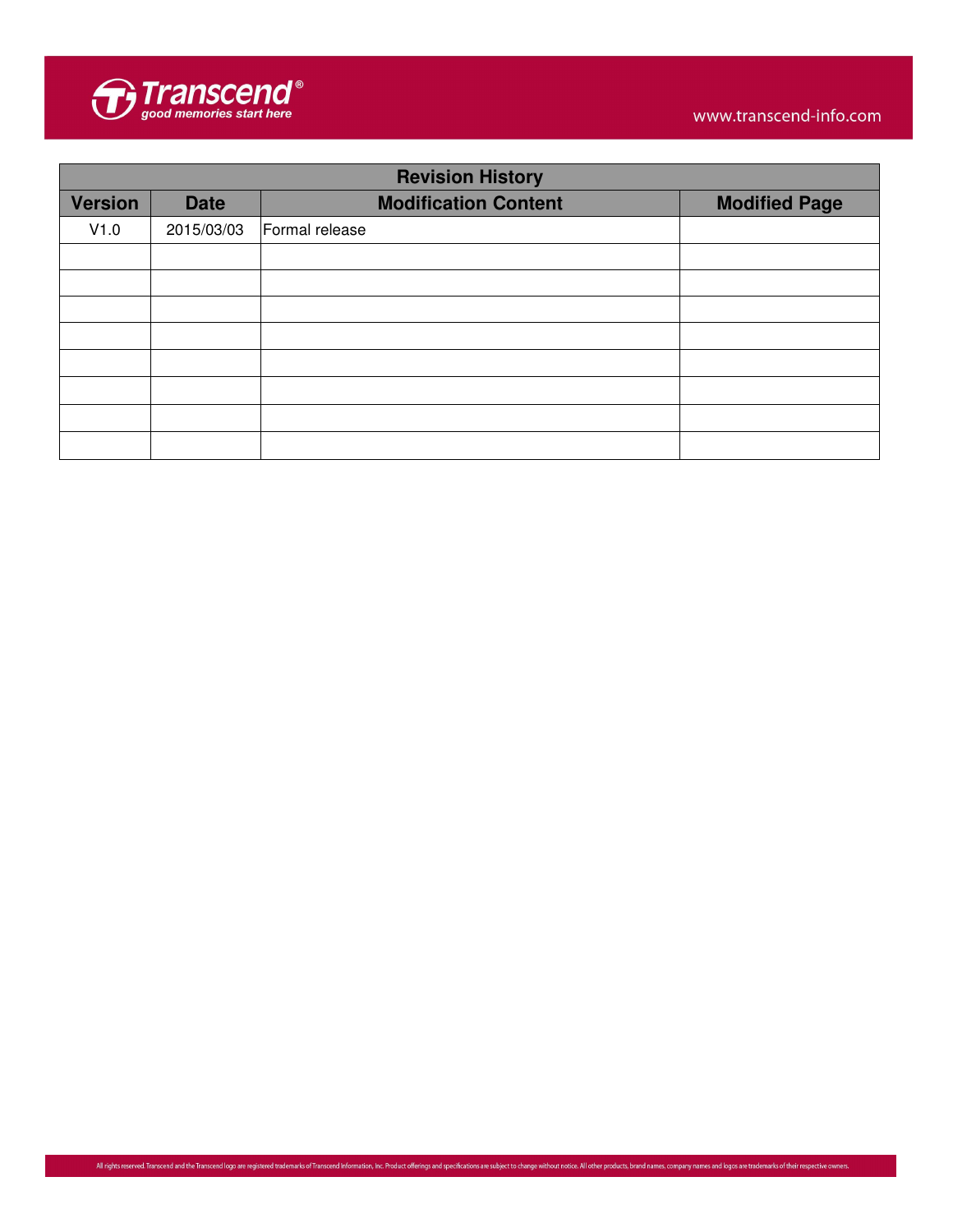| Revision History | | | |
|---|---|---|---|
| **Version** | **Date** | **Modification Content** | **Modified Page** |
| V1.0 | 2015/03/03 | Formal release | |
| | | | |
| | | | |
| | | | |
| | | | |
| | | | |
| | | | |
| | | | |
| | | | |